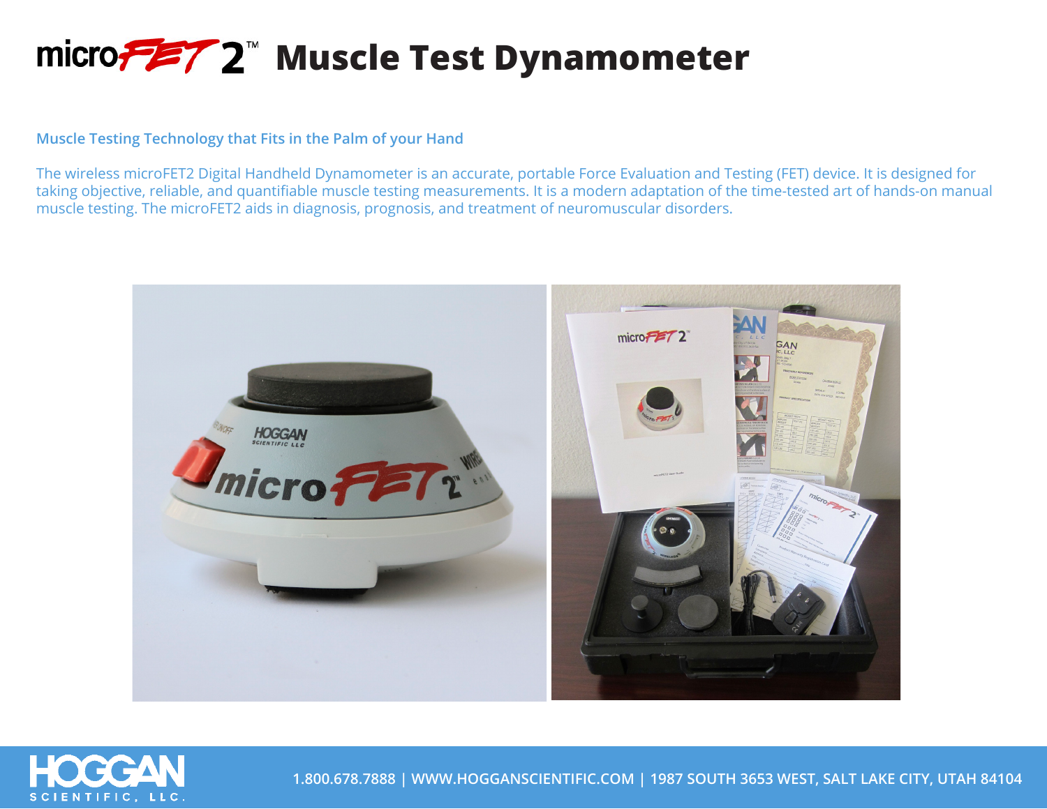# microFET2™ Muscle Test Dynamometer

**Muscle Testing Technology that Fits in the Palm of your Hand**

The wireless microFET2 Digital Handheld Dynamometer is an accurate, portable Force Evaluation and Testing (FET) device. It is designed for taking objective, reliable, and quantifiable muscle testing measurements. It is a modern adaptation of the time-tested art of hands-on manual muscle testing. The microFET2 aids in diagnosis, prognosis, and treatment of neuromuscular disorders.

1.800.678.7888 | WWW.HOGGANSCIENTIFIC.COM | 1987 SOUTH 3653 WEST, SALT LAKE CITY, UTAH 84104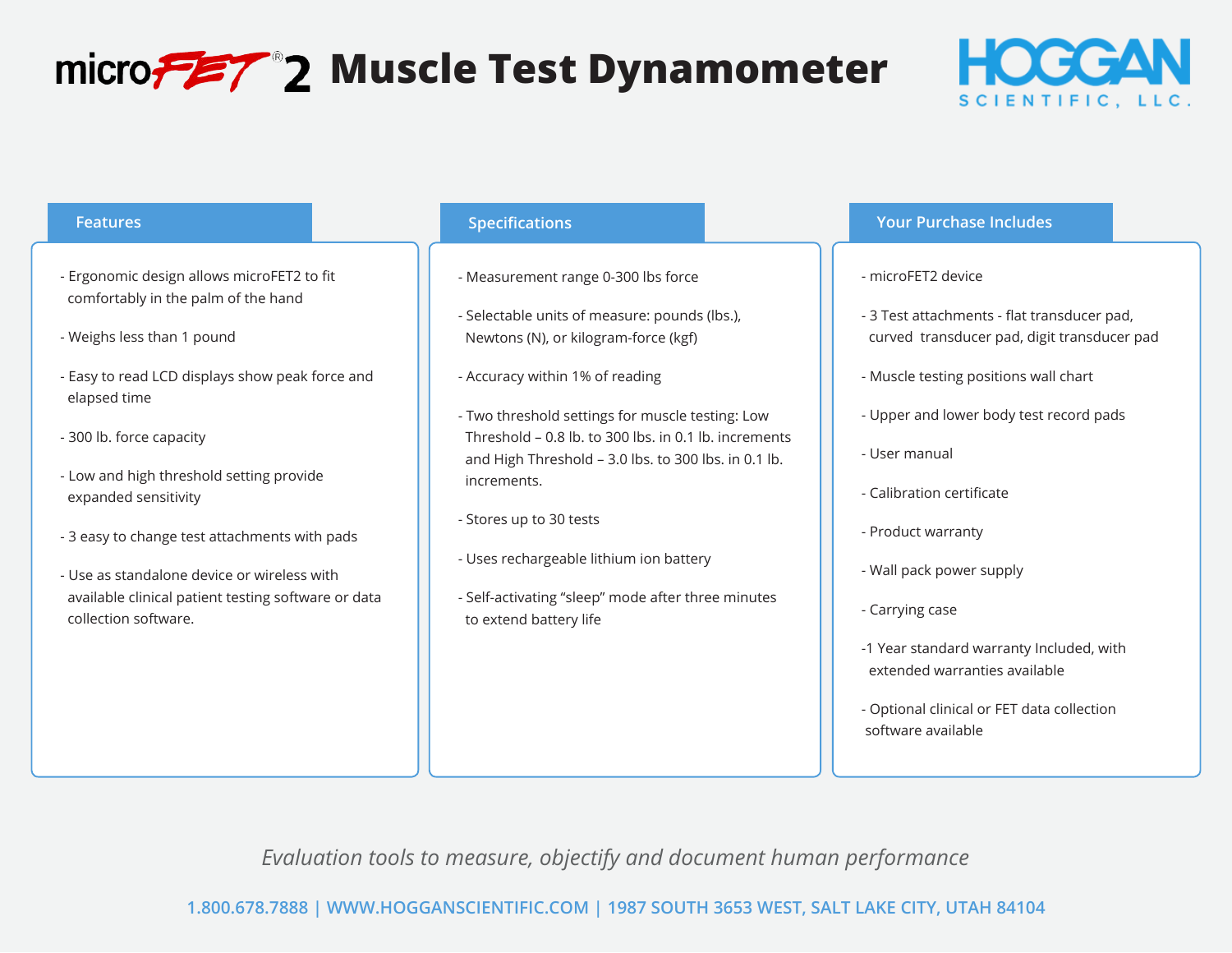# microFET®2 Muscle Test Dynamometer

HOGGAN SCIENTIFIC, LLC.

## Features

- Ergonomic design allows microFET2 to fit comfortably in the palm of the hand
- Weighs less than 1 pound
- Easy to read LCD displays show peak force and elapsed time
- 300 lb. force capacity
- Low and high threshold setting provide expanded sensitivity
- 3 easy to change test attachments with pads
- Use as standalone device or wireless with available clinical patient testing software or data collection software.

## Specifications

- Measurement range 0-300 lbs force
- Selectable units of measure: pounds (lbs.), Newtons (N), or kilogram-force (kgf)
- Accuracy within 1% of reading
- Two threshold settings for muscle testing: Low Threshold – 0.8 lb. to 300 lbs. in 0.1 lb. increments and High Threshold – 3.0 lbs. to 300 lbs. in 0.1 lb. increments.
- Stores up to 30 tests
- Uses rechargeable lithium ion battery
- Self-activating "sleep" mode after three minutes to extend battery life

## Your Purchase Includes

- microFET2 device
- 3 Test attachments - flat transducer pad, curved transducer pad, digit transducer pad
- Muscle testing positions wall chart
- Upper and lower body test record pads
- User manual
- Calibration certificate
- Product warranty
- Wall pack power supply
- Carrying case
- 1 Year standard warranty Included, with extended warranties available
- Optional clinical or FET data collection software available

*Evaluation tools to measure, objectify and document human performance*

1.800.678.7888 | WWW.HOGGANSCIENTIFIC.COM | 1987 SOUTH 3653 WEST, SALT LAKE CITY, UTAH 84104